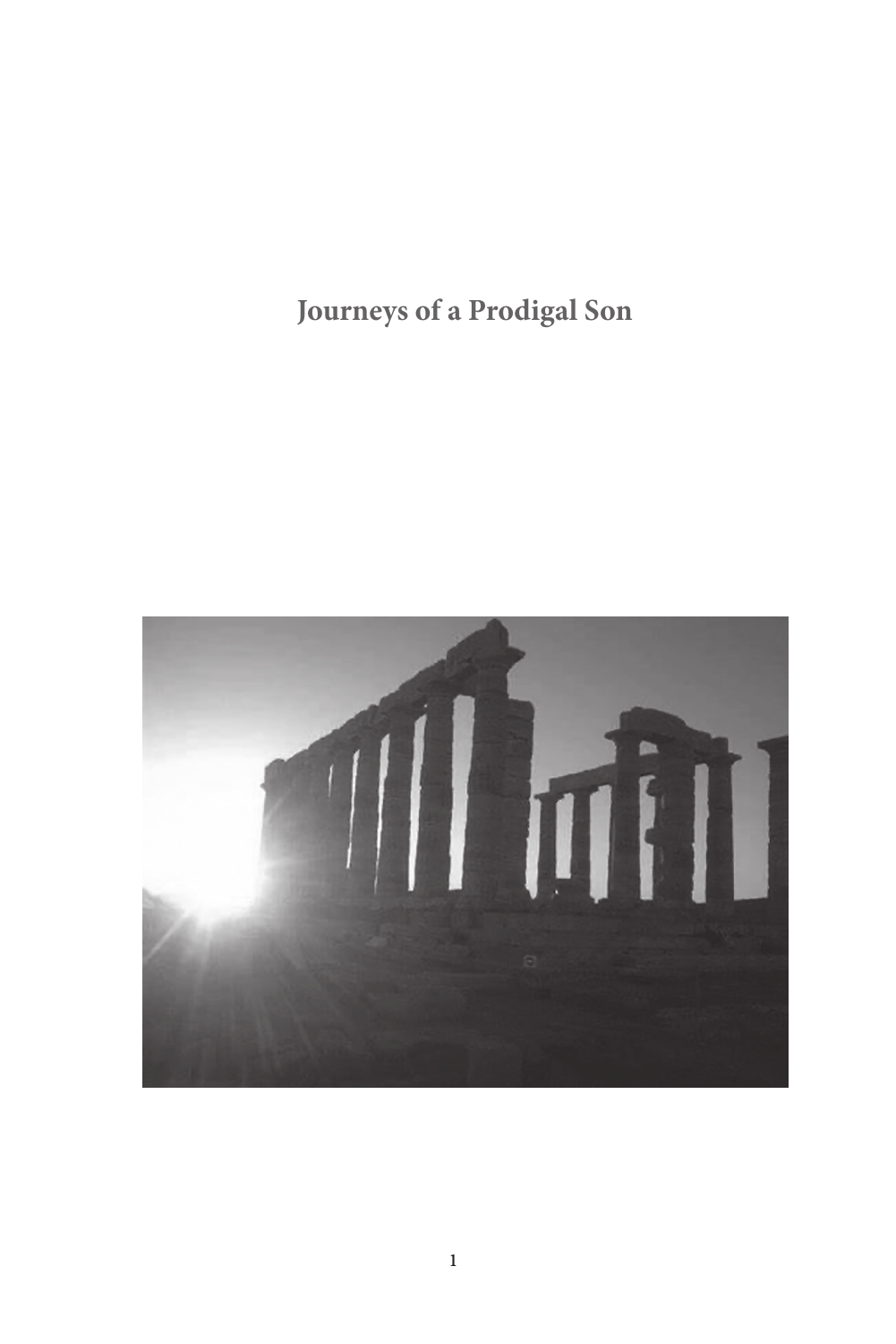# Journeys of a Prodigal Son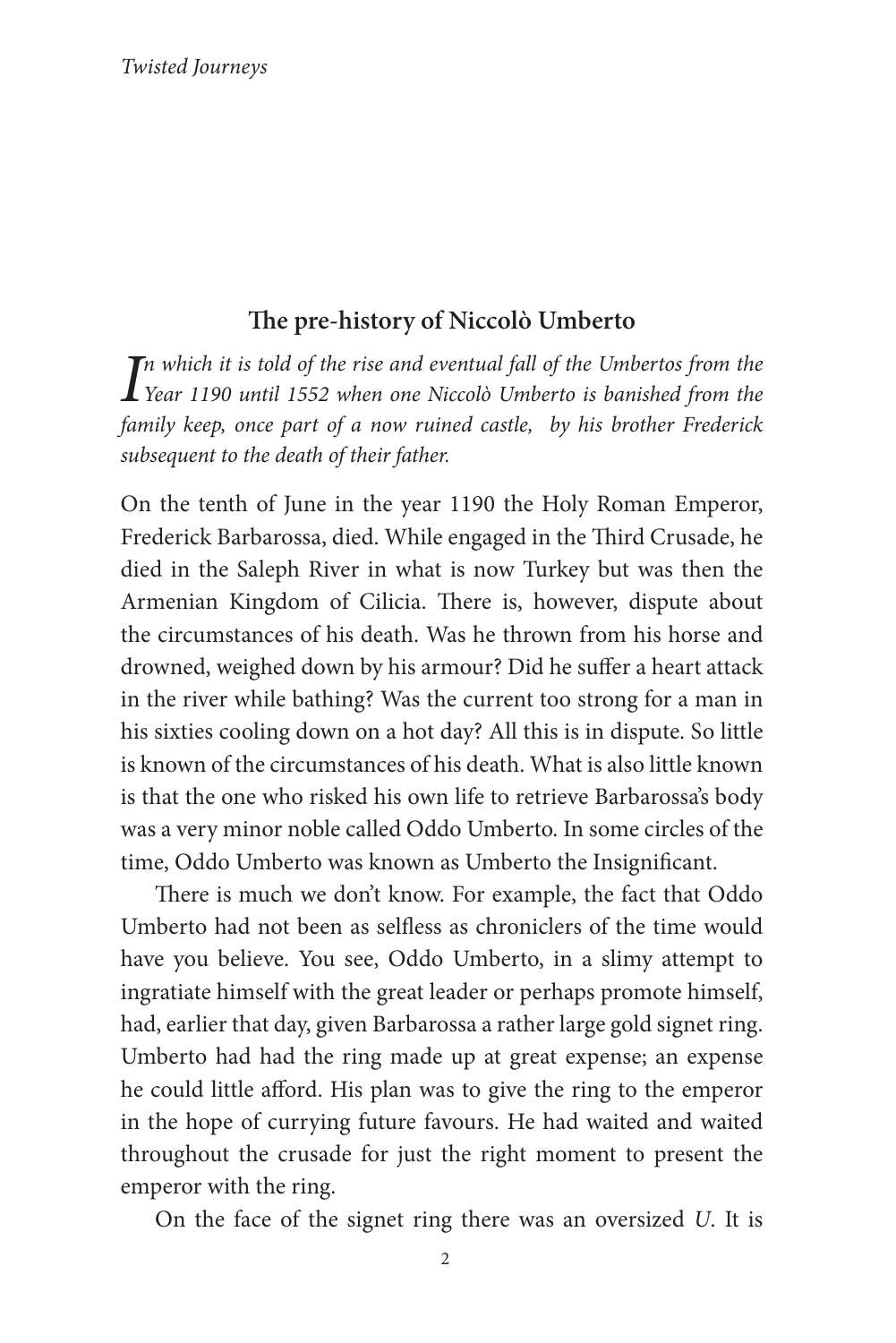## The pre-history of Niccolò Umberto

*In which it is told of the rise and eventual fall of the Umbertos from the Year 1190 until 1552 when one Niccolò Umberto is banished from the family keep, once part of a now ruined castle, by his brother Frederick subsequent to the death of their father.*

On the tenth of June in the year 1190 the Holy Roman Emperor, Frederick Barbarossa, died. While engaged in the Third Crusade, he died in the Saleph River in what is now Turkey but was then the Armenian Kingdom of Cilicia. There is, however, dispute about the circumstances of his death. Was he thrown from his horse and drowned, weighed down by his armour? Did he suffer a heart attack in the river while bathing? Was the current too strong for a man in his sixties cooling down on a hot day? All this is in dispute. So little is known of the circumstances of his death. What is also little known is that the one who risked his own life to retrieve Barbarossa's body was a very minor noble called Oddo Umberto. In some circles of the time, Oddo Umberto was known as Umberto the Insignificant.

There is much we don't know. For example, the fact that Oddo Umberto had not been as selfless as chroniclers of the time would have you believe. You see, Oddo Umberto, in a slimy attempt to ingratiate himself with the great leader or perhaps promote himself, had, earlier that day, given Barbarossa a rather large gold signet ring. Umberto had had the ring made up at great expense; an expense he could little afford. His plan was to give the ring to the emperor in the hope of currying future favours. He had waited and waited throughout the crusade for just the right moment to present the emperor with the ring.

On the face of the signet ring there was an oversized *U*. It is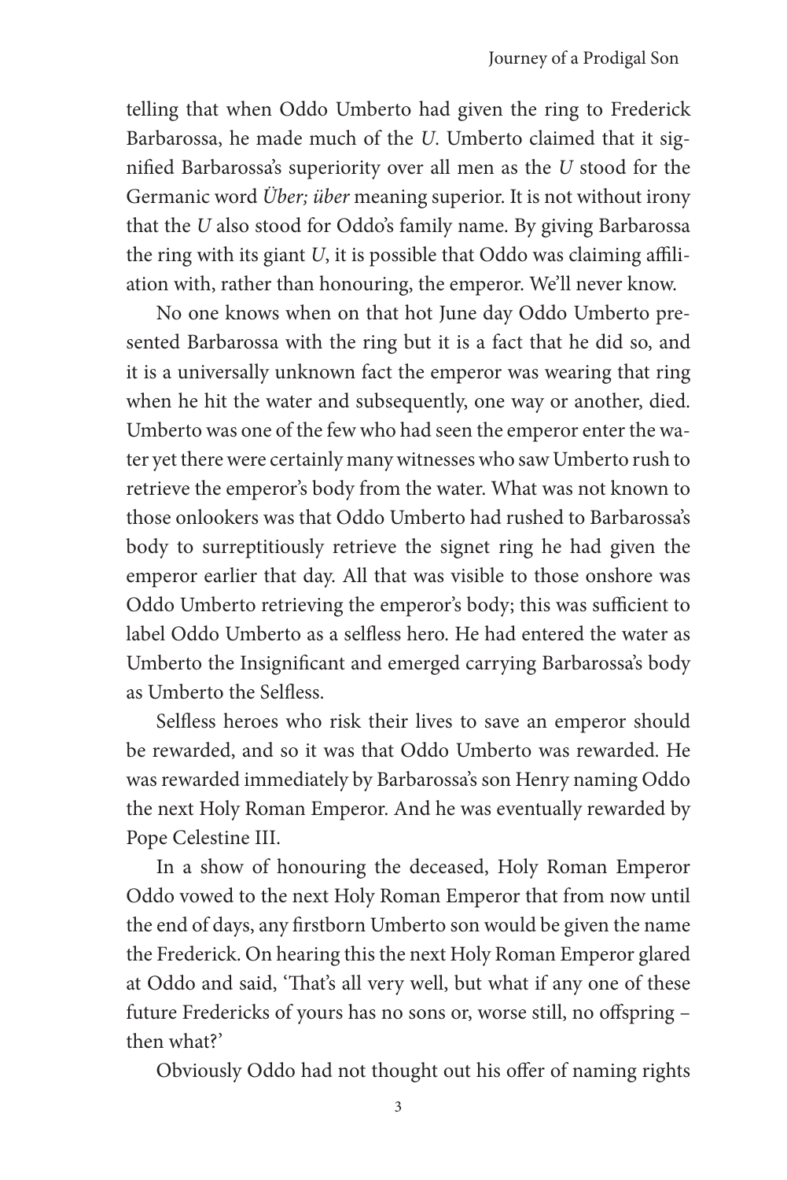telling that when Oddo Umberto had given the ring to Frederick Barbarossa, he made much of the *U*. Umberto claimed that it signified Barbarossa's superiority over all men as the *U* stood for the Germanic word *Über; über* meaning superior. It is not without irony that the *U* also stood for Oddo's family name. By giving Barbarossa the ring with its giant *U*, it is possible that Oddo was claiming affiliation with, rather than honouring, the emperor. We'll never know.

No one knows when on that hot June day Oddo Umberto presented Barbarossa with the ring but it is a fact that he did so, and it is a universally unknown fact the emperor was wearing that ring when he hit the water and subsequently, one way or another, died. Umberto was one of the few who had seen the emperor enter the water yet there were certainly many witnesses who saw Umberto rush to retrieve the emperor's body from the water. What was not known to those onlookers was that Oddo Umberto had rushed to Barbarossa's body to surreptitiously retrieve the signet ring he had given the emperor earlier that day. All that was visible to those onshore was Oddo Umberto retrieving the emperor's body; this was sufficient to label Oddo Umberto as a selfless hero. He had entered the water as Umberto the Insignificant and emerged carrying Barbarossa's body as Umberto the Selfless.

Selfless heroes who risk their lives to save an emperor should be rewarded, and so it was that Oddo Umberto was rewarded. He was rewarded immediately by Barbarossa's son Henry naming Oddo the next Holy Roman Emperor. And he was eventually rewarded by Pope Celestine III.

In a show of honouring the deceased, Holy Roman Emperor Oddo vowed to the next Holy Roman Emperor that from now until the end of days, any firstborn Umberto son would be given the name the Frederick. On hearing this the next Holy Roman Emperor glared at Oddo and said, 'That's all very well, but what if any one of these future Fredericks of yours has no sons or, worse still, no offspring – then what?'

Obviously Oddo had not thought out his offer of naming rights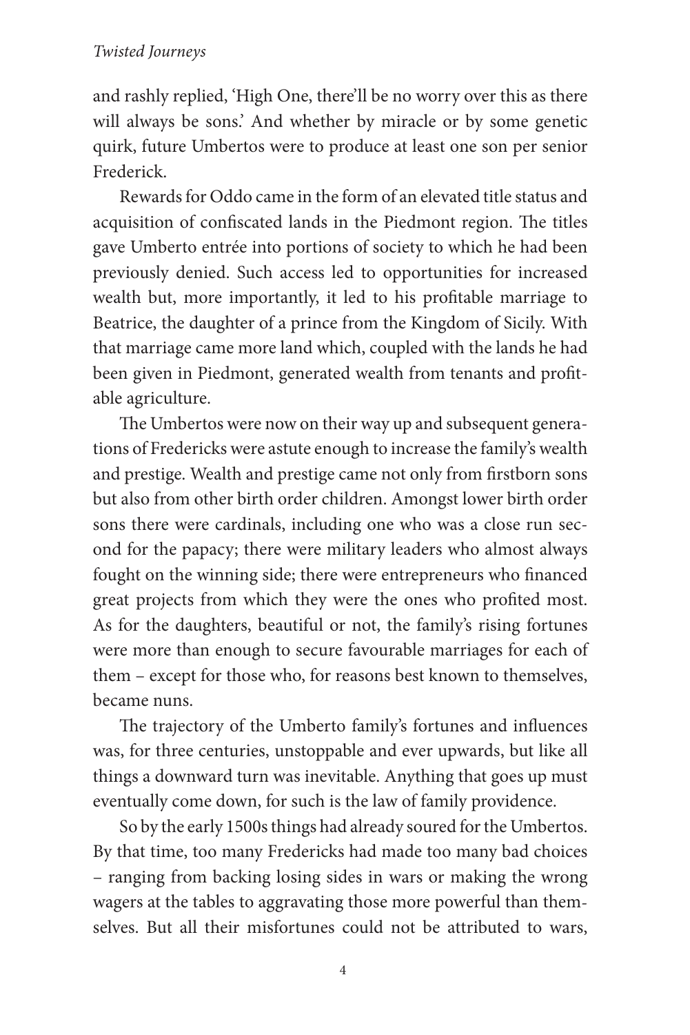and rashly replied, 'High One, there'll be no worry over this as there will always be sons.' And whether by miracle or by some genetic quirk, future Umbertos were to produce at least one son per senior Frederick.

Rewards for Oddo came in the form of an elevated title status and acquisition of confiscated lands in the Piedmont region. The titles gave Umberto entrée into portions of society to which he had been previously denied. Such access led to opportunities for increased wealth but, more importantly, it led to his profitable marriage to Beatrice, the daughter of a prince from the Kingdom of Sicily. With that marriage came more land which, coupled with the lands he had been given in Piedmont, generated wealth from tenants and profitable agriculture.

The Umbertos were now on their way up and subsequent generations of Fredericks were astute enough to increase the family's wealth and prestige. Wealth and prestige came not only from firstborn sons but also from other birth order children. Amongst lower birth order sons there were cardinals, including one who was a close run second for the papacy; there were military leaders who almost always fought on the winning side; there were entrepreneurs who financed great projects from which they were the ones who profited most. As for the daughters, beautiful or not, the family's rising fortunes were more than enough to secure favourable marriages for each of them – except for those who, for reasons best known to themselves, became nuns.

The trajectory of the Umberto family's fortunes and influences was, for three centuries, unstoppable and ever upwards, but like all things a downward turn was inevitable. Anything that goes up must eventually come down, for such is the law of family providence.

So by the early 1500s things had already soured for the Umbertos. By that time, too many Fredericks had made too many bad choices – ranging from backing losing sides in wars or making the wrong wagers at the tables to aggravating those more powerful than themselves. But all their misfortunes could not be attributed to wars,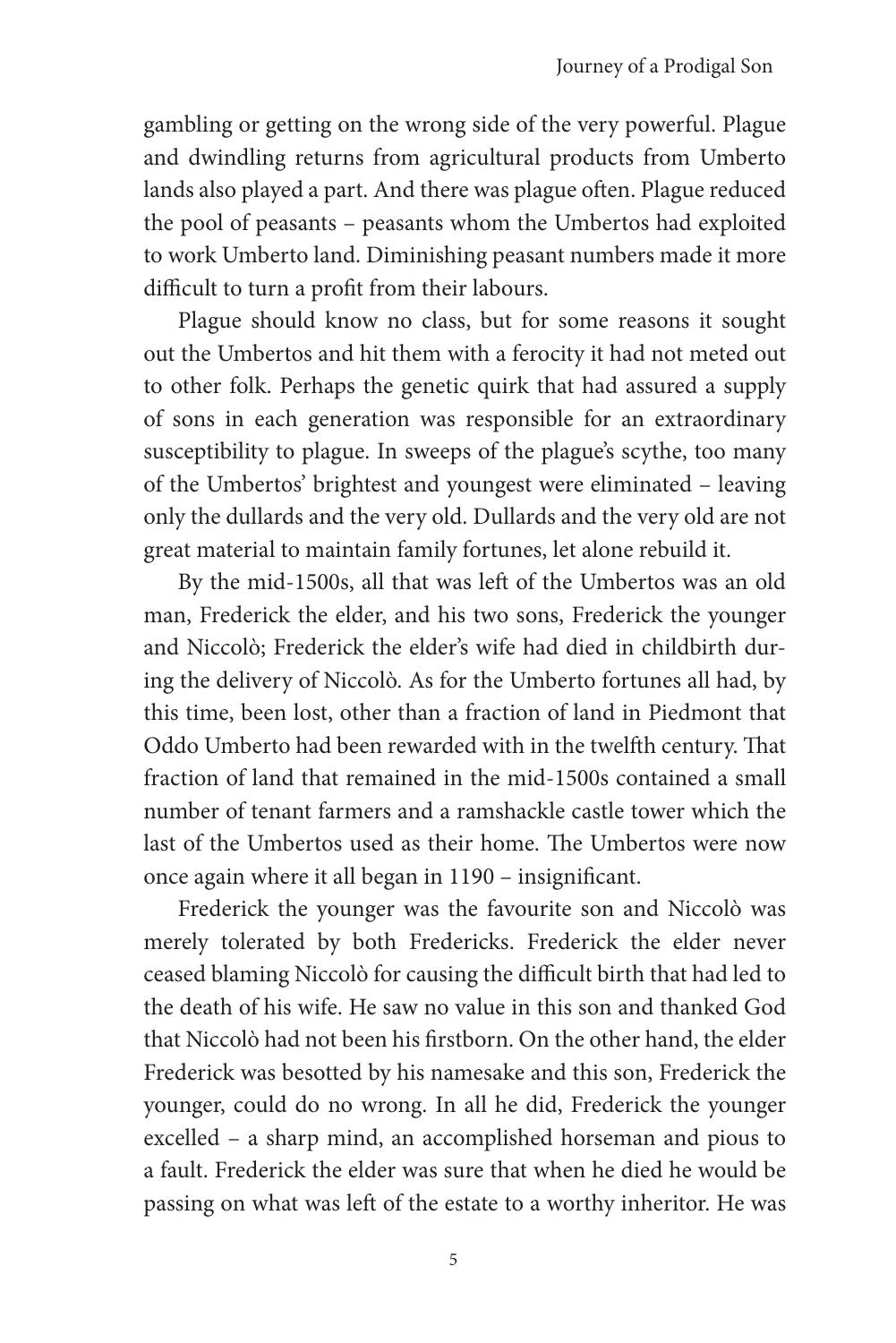gambling or getting on the wrong side of the very powerful. Plague and dwindling returns from agricultural products from Umberto lands also played a part. And there was plague often. Plague reduced the pool of peasants – peasants whom the Umbertos had exploited to work Umberto land. Diminishing peasant numbers made it more difficult to turn a profit from their labours.

Plague should know no class, but for some reasons it sought out the Umbertos and hit them with a ferocity it had not meted out to other folk. Perhaps the genetic quirk that had assured a supply of sons in each generation was responsible for an extraordinary susceptibility to plague. In sweeps of the plague's scythe, too many of the Umbertos' brightest and youngest were eliminated – leaving only the dullards and the very old. Dullards and the very old are not great material to maintain family fortunes, let alone rebuild it.

By the mid-1500s, all that was left of the Umbertos was an old man, Frederick the elder, and his two sons, Frederick the younger and Niccolò; Frederick the elder's wife had died in childbirth during the delivery of Niccolò. As for the Umberto fortunes all had, by this time, been lost, other than a fraction of land in Piedmont that Oddo Umberto had been rewarded with in the twelfth century. That fraction of land that remained in the mid-1500s contained a small number of tenant farmers and a ramshackle castle tower which the last of the Umbertos used as their home. The Umbertos were now once again where it all began in 1190 – insignificant.

Frederick the younger was the favourite son and Niccolò was merely tolerated by both Fredericks. Frederick the elder never ceased blaming Niccolò for causing the difficult birth that had led to the death of his wife. He saw no value in this son and thanked God that Niccolò had not been his firstborn. On the other hand, the elder Frederick was besotted by his namesake and this son, Frederick the younger, could do no wrong. In all he did, Frederick the younger excelled – a sharp mind, an accomplished horseman and pious to a fault. Frederick the elder was sure that when he died he would be passing on what was left of the estate to a worthy inheritor. He was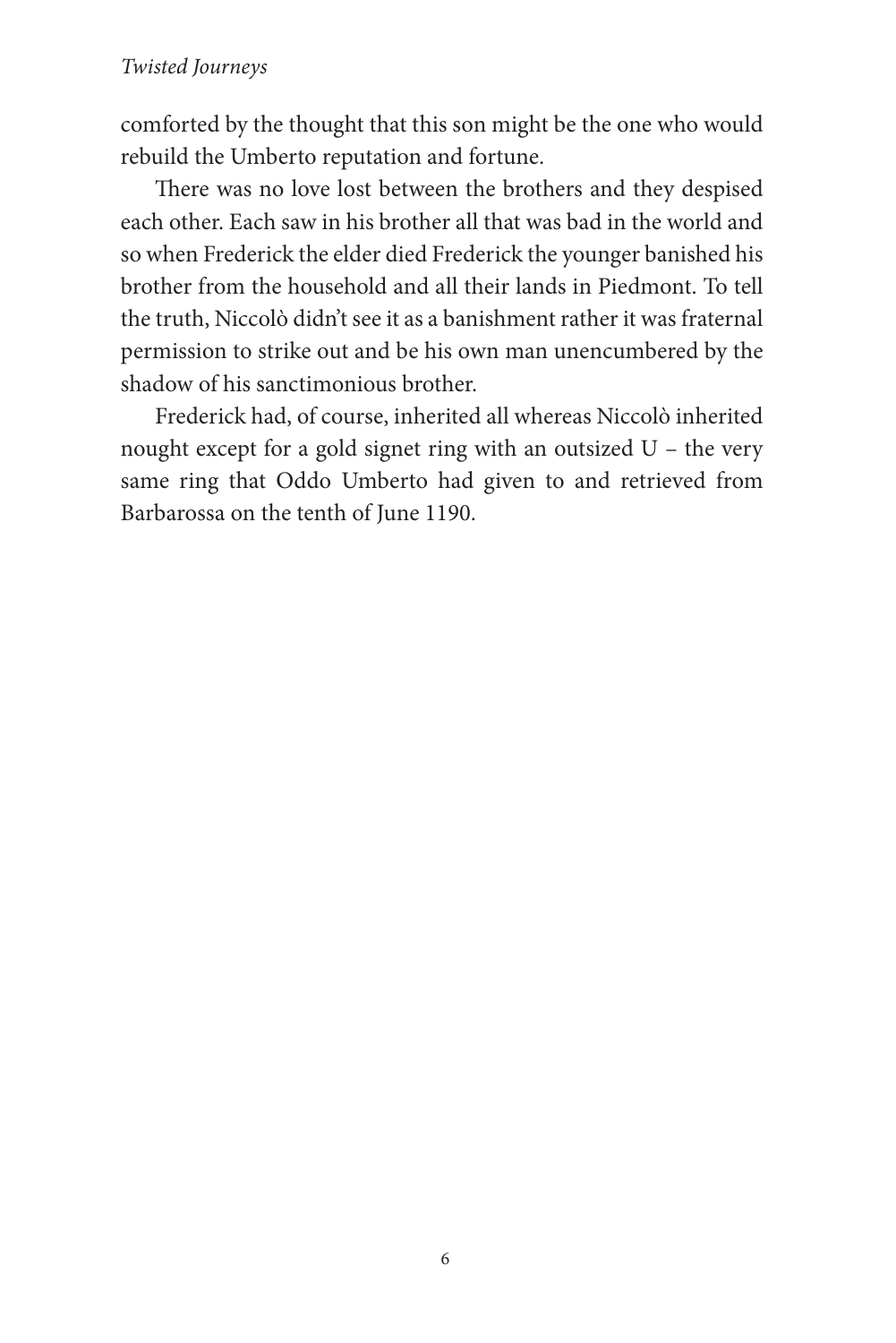comforted by the thought that this son might be the one who would rebuild the Umberto reputation and fortune.

There was no love lost between the brothers and they despised each other. Each saw in his brother all that was bad in the world and so when Frederick the elder died Frederick the younger banished his brother from the household and all their lands in Piedmont. To tell the truth, Niccolò didn't see it as a banishment rather it was fraternal permission to strike out and be his own man unencumbered by the shadow of his sanctimonious brother.

Frederick had, of course, inherited all whereas Niccolò inherited nought except for a gold signet ring with an outsized U – the very same ring that Oddo Umberto had given to and retrieved from Barbarossa on the tenth of June 1190.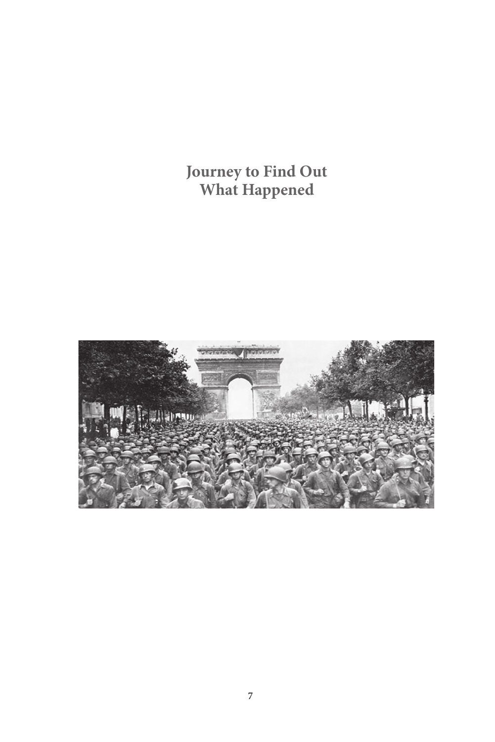# Journey to Find Out What Happened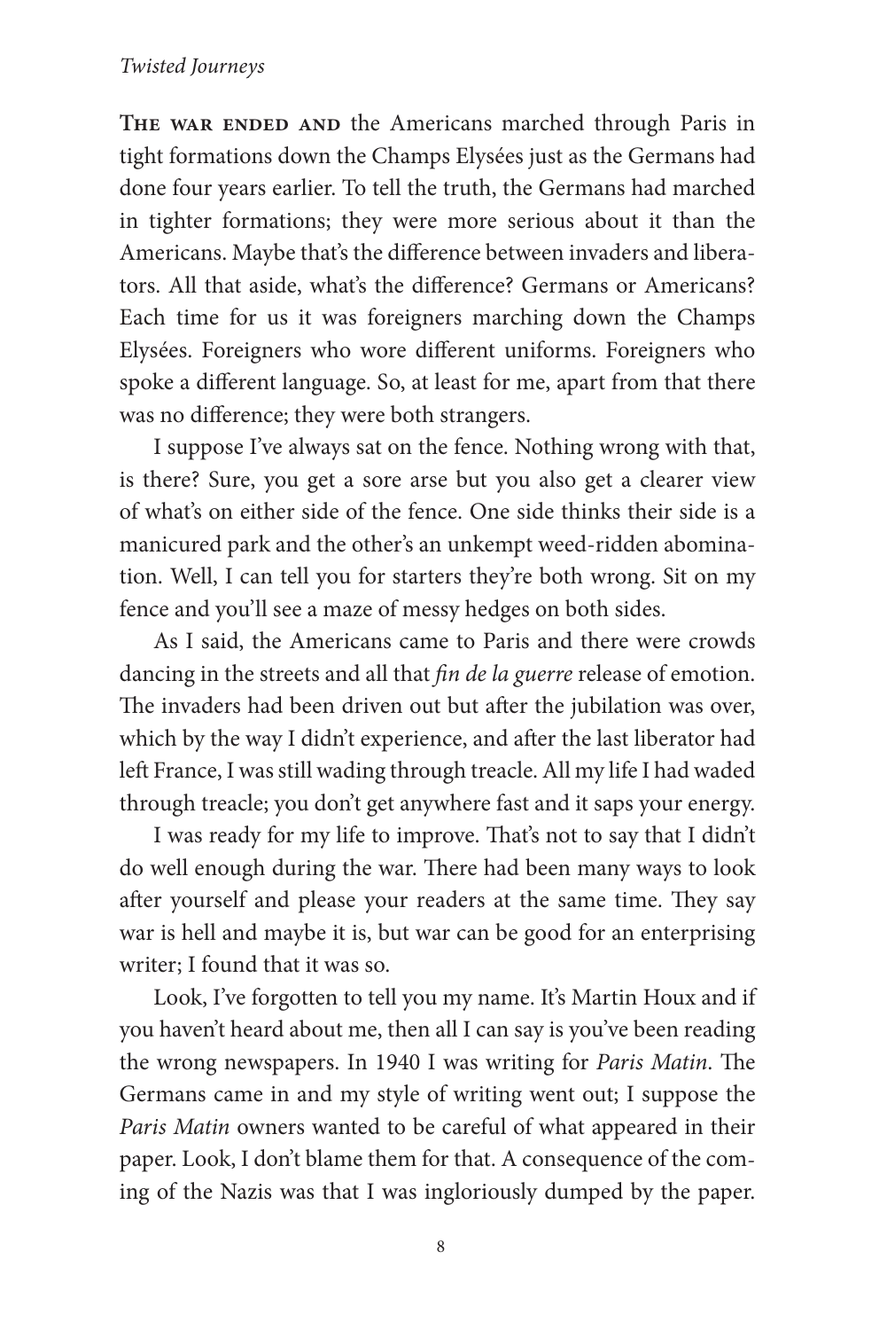**The war ended and** the Americans marched through Paris in tight formations down the Champs Elysées just as the Germans had done four years earlier. To tell the truth, the Germans had marched in tighter formations; they were more serious about it than the Americans. Maybe that's the difference between invaders and liberators. All that aside, what's the difference? Germans or Americans? Each time for us it was foreigners marching down the Champs Elysées. Foreigners who wore different uniforms. Foreigners who spoke a different language. So, at least for me, apart from that there was no difference; they were both strangers.

I suppose I've always sat on the fence. Nothing wrong with that, is there? Sure, you get a sore arse but you also get a clearer view of what's on either side of the fence. One side thinks their side is a manicured park and the other's an unkempt weed-ridden abomination. Well, I can tell you for starters they're both wrong. Sit on my fence and you'll see a maze of messy hedges on both sides.

As I said, the Americans came to Paris and there were crowds dancing in the streets and all that *fin de la guerre* release of emotion. The invaders had been driven out but after the jubilation was over, which by the way I didn't experience, and after the last liberator had left France, I was still wading through treacle. All my life I had waded through treacle; you don't get anywhere fast and it saps your energy.

I was ready for my life to improve. That's not to say that I didn't do well enough during the war. There had been many ways to look after yourself and please your readers at the same time. They say war is hell and maybe it is, but war can be good for an enterprising writer; I found that it was so.

Look, I've forgotten to tell you my name. It's Martin Houx and if you haven't heard about me, then all I can say is you've been reading the wrong newspapers. In 1940 I was writing for *Paris Matin*. The Germans came in and my style of writing went out; I suppose the *Paris Matin* owners wanted to be careful of what appeared in their paper. Look, I don't blame them for that. A consequence of the coming of the Nazis was that I was ingloriously dumped by the paper.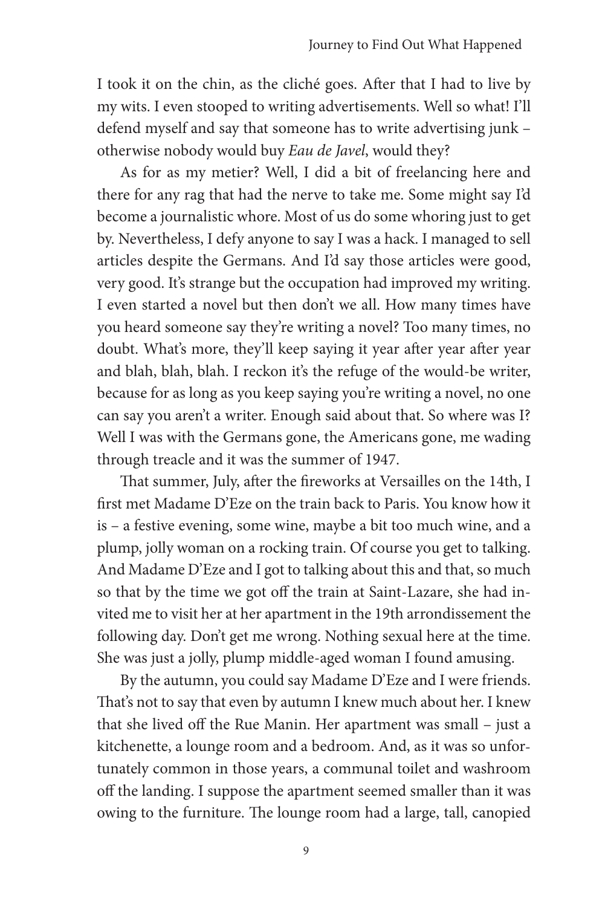I took it on the chin, as the cliché goes. After that I had to live by my wits. I even stooped to writing advertisements. Well so what! I'll defend myself and say that someone has to write advertising junk – otherwise nobody would buy *Eau de Javel*, would they?

As for as my metier? Well, I did a bit of freelancing here and there for any rag that had the nerve to take me. Some might say I'd become a journalistic whore. Most of us do some whoring just to get by. Nevertheless, I defy anyone to say I was a hack. I managed to sell articles despite the Germans. And I'd say those articles were good, very good. It's strange but the occupation had improved my writing. I even started a novel but then don't we all. How many times have you heard someone say they're writing a novel? Too many times, no doubt. What's more, they'll keep saying it year after year after year and blah, blah, blah. I reckon it's the refuge of the would-be writer, because for as long as you keep saying you're writing a novel, no one can say you aren't a writer. Enough said about that. So where was I? Well I was with the Germans gone, the Americans gone, me wading through treacle and it was the summer of 1947.

That summer, July, after the fireworks at Versailles on the 14th, I first met Madame D'Eze on the train back to Paris. You know how it is – a festive evening, some wine, maybe a bit too much wine, and a plump, jolly woman on a rocking train. Of course you get to talking. And Madame D'Eze and I got to talking about this and that, so much so that by the time we got off the train at Saint-Lazare, she had invited me to visit her at her apartment in the 19th arrondissement the following day. Don't get me wrong. Nothing sexual here at the time. She was just a jolly, plump middle-aged woman I found amusing.

By the autumn, you could say Madame D'Eze and I were friends. That's not to say that even by autumn I knew much about her. I knew that she lived off the Rue Manin. Her apartment was small – just a kitchenette, a lounge room and a bedroom. And, as it was so unfortunately common in those years, a communal toilet and washroom off the landing. I suppose the apartment seemed smaller than it was owing to the furniture. The lounge room had a large, tall, canopied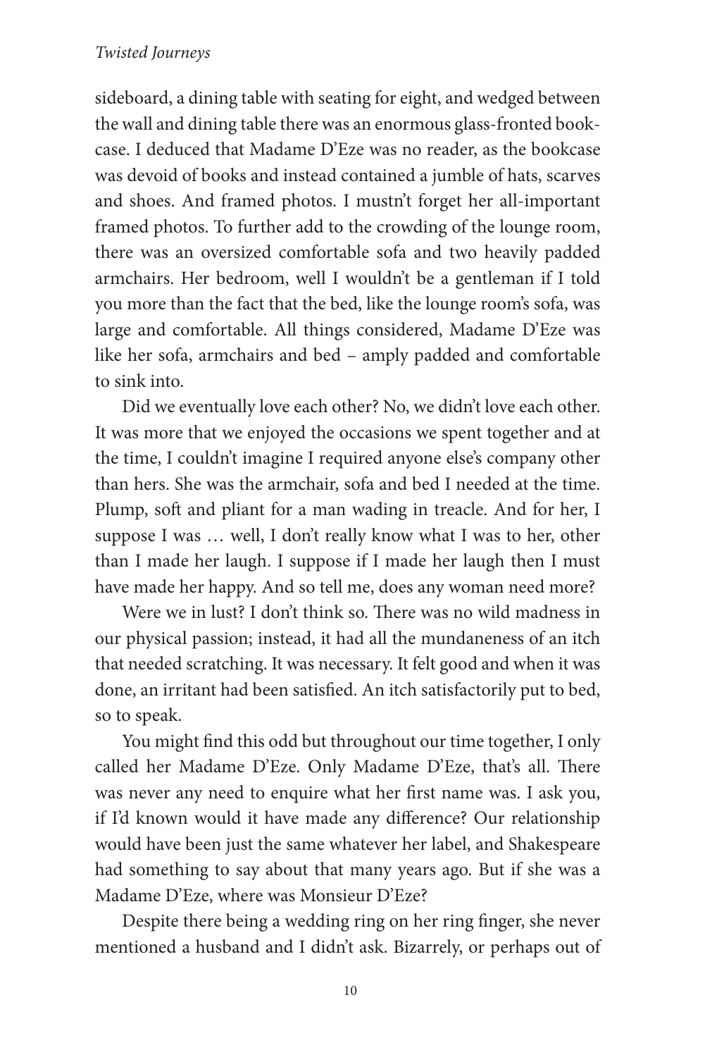sideboard, a dining table with seating for eight, and wedged between the wall and dining table there was an enormous glass-fronted bookcase. I deduced that Madame D'Eze was no reader, as the bookcase was devoid of books and instead contained a jumble of hats, scarves and shoes. And framed photos. I mustn't forget her all-important framed photos. To further add to the crowding of the lounge room, there was an oversized comfortable sofa and two heavily padded armchairs. Her bedroom, well I wouldn't be a gentleman if I told you more than the fact that the bed, like the lounge room's sofa, was large and comfortable. All things considered, Madame D'Eze was like her sofa, armchairs and bed – amply padded and comfortable to sink into.

Did we eventually love each other? No, we didn't love each other. It was more that we enjoyed the occasions we spent together and at the time, I couldn't imagine I required anyone else's company other than hers. She was the armchair, sofa and bed I needed at the time. Plump, soft and pliant for a man wading in treacle. And for her, I suppose I was … well, I don't really know what I was to her, other than I made her laugh. I suppose if I made her laugh then I must have made her happy. And so tell me, does any woman need more?

Were we in lust? I don't think so. There was no wild madness in our physical passion; instead, it had all the mundaneness of an itch that needed scratching. It was necessary. It felt good and when it was done, an irritant had been satisfied. An itch satisfactorily put to bed, so to speak.

You might find this odd but throughout our time together, I only called her Madame D'Eze. Only Madame D'Eze, that's all. There was never any need to enquire what her first name was. I ask you, if I'd known would it have made any difference? Our relationship would have been just the same whatever her label, and Shakespeare had something to say about that many years ago. But if she was a Madame D'Eze, where was Monsieur D'Eze?

Despite there being a wedding ring on her ring finger, she never mentioned a husband and I didn't ask. Bizarrely, or perhaps out of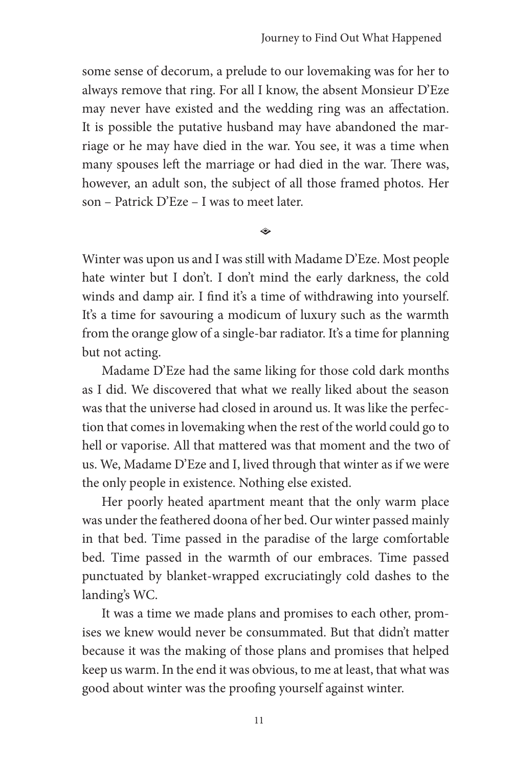some sense of decorum, a prelude to our lovemaking was for her to always remove that ring. For all I know, the absent Monsieur D'Eze may never have existed and the wedding ring was an affectation. It is possible the putative husband may have abandoned the marriage or he may have died in the war. You see, it was a time when many spouses left the marriage or had died in the war. There was, however, an adult son, the subject of all those framed photos. Her son – Patrick D'Eze – I was to meet later.

◆

Winter was upon us and I was still with Madame D'Eze. Most people hate winter but I don't. I don't mind the early darkness, the cold winds and damp air. I find it's a time of withdrawing into yourself. It's a time for savouring a modicum of luxury such as the warmth from the orange glow of a single-bar radiator. It's a time for planning but not acting.

Madame D'Eze had the same liking for those cold dark months as I did. We discovered that what we really liked about the season was that the universe had closed in around us. It was like the perfection that comes in lovemaking when the rest of the world could go to hell or vaporise. All that mattered was that moment and the two of us. We, Madame D'Eze and I, lived through that winter as if we were the only people in existence. Nothing else existed.

Her poorly heated apartment meant that the only warm place was under the feathered doona of her bed. Our winter passed mainly in that bed. Time passed in the paradise of the large comfortable bed. Time passed in the warmth of our embraces. Time passed punctuated by blanket-wrapped excruciatingly cold dashes to the landing's WC.

It was a time we made plans and promises to each other, promises we knew would never be consummated. But that didn't matter because it was the making of those plans and promises that helped keep us warm. In the end it was obvious, to me at least, that what was good about winter was the proofing yourself against winter.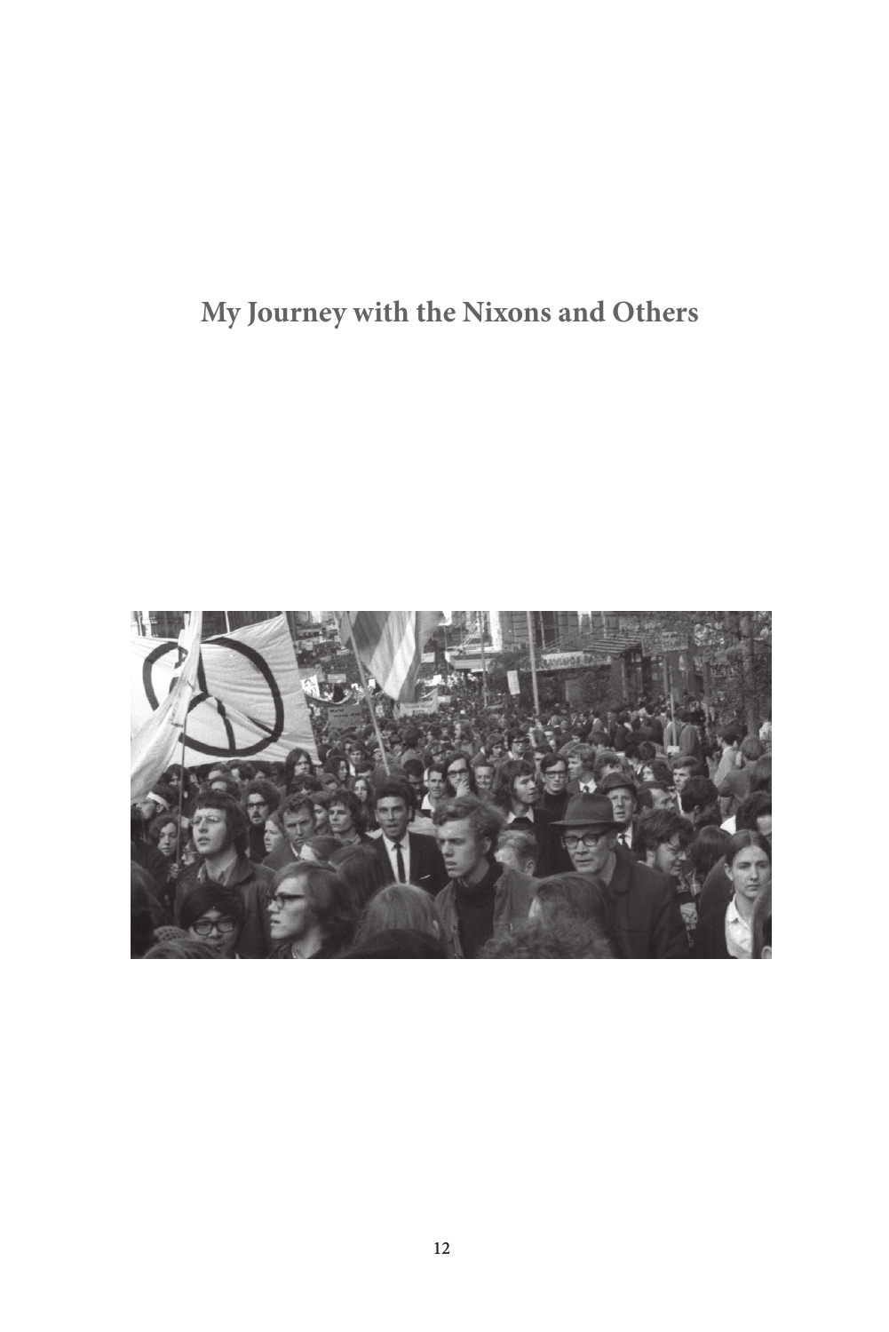# My Journey with the Nixons and Others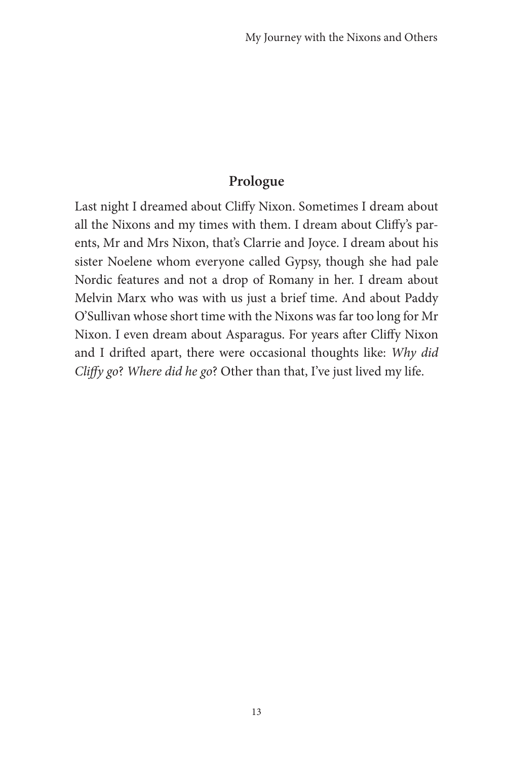## Prologue

Last night I dreamed about Cliffy Nixon. Sometimes I dream about all the Nixons and my times with them. I dream about Cliffy's parents, Mr and Mrs Nixon, that's Clarrie and Joyce. I dream about his sister Noelene whom everyone called Gypsy, though she had pale Nordic features and not a drop of Romany in her. I dream about Melvin Marx who was with us just a brief time. And about Paddy O'Sullivan whose short time with the Nixons was far too long for Mr Nixon. I even dream about Asparagus. For years after Cliffy Nixon and I drifted apart, there were occasional thoughts like: *Why did Cliffy go*? *Where did he go*? Other than that, I've just lived my life.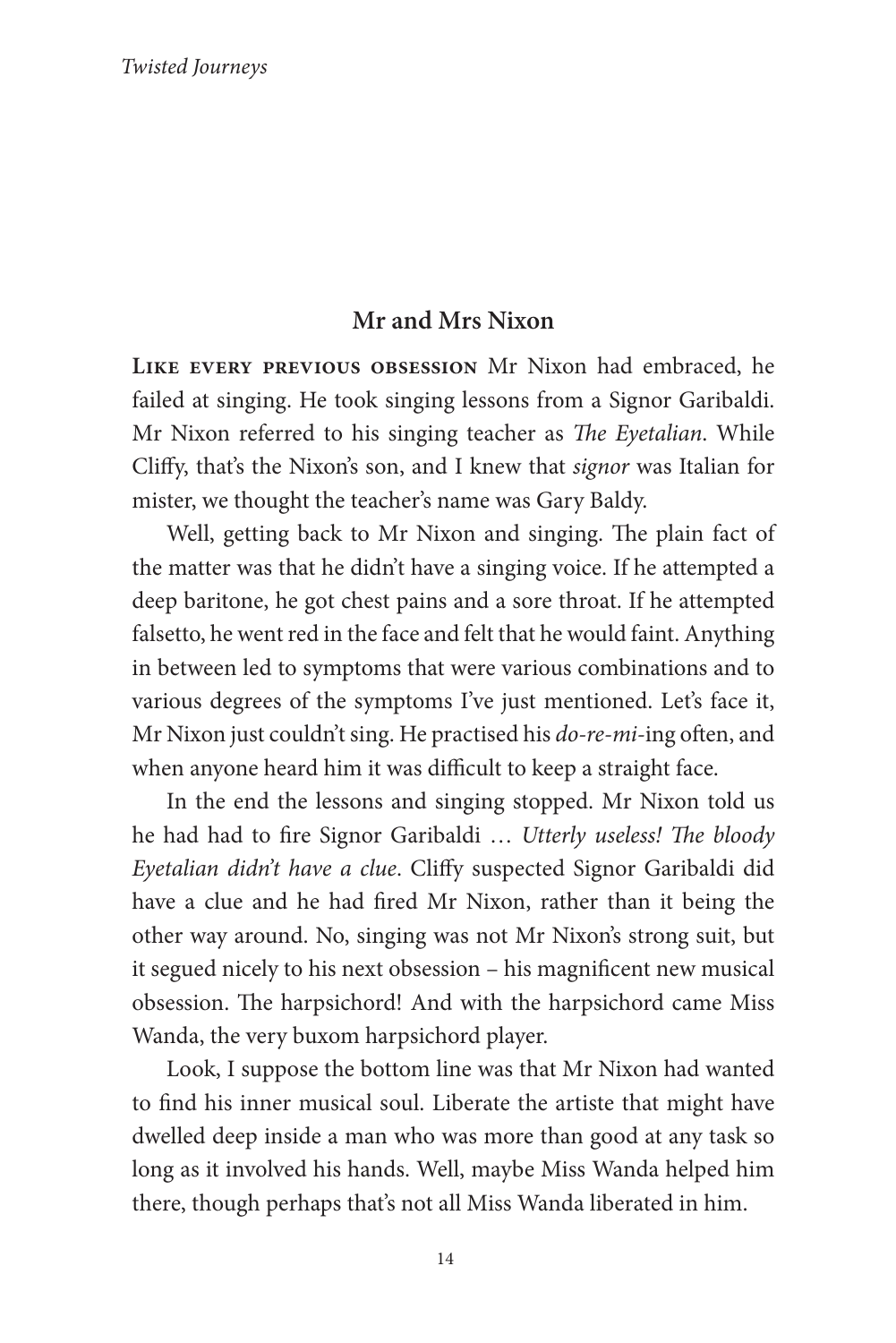## Mr and Mrs Nixon

**Like every previous obsession** Mr Nixon had embraced, he failed at singing. He took singing lessons from a Signor Garibaldi. Mr Nixon referred to his singing teacher as *The Eyetalian*. While Cliffy, that's the Nixon's son, and I knew that *signor* was Italian for mister, we thought the teacher's name was Gary Baldy.

Well, getting back to Mr Nixon and singing. The plain fact of the matter was that he didn't have a singing voice. If he attempted a deep baritone, he got chest pains and a sore throat. If he attempted falsetto, he went red in the face and felt that he would faint. Anything in between led to symptoms that were various combinations and to various degrees of the symptoms I've just mentioned. Let's face it, Mr Nixon just couldn't sing. He practised his *do-re-mi*-ing often, and when anyone heard him it was difficult to keep a straight face.

In the end the lessons and singing stopped. Mr Nixon told us he had had to fire Signor Garibaldi … *Utterly useless! The bloody Eyetalian didn't have a clue*. Cliffy suspected Signor Garibaldi did have a clue and he had fired Mr Nixon, rather than it being the other way around. No, singing was not Mr Nixon's strong suit, but it segued nicely to his next obsession – his magnificent new musical obsession. The harpsichord! And with the harpsichord came Miss Wanda, the very buxom harpsichord player.

Look, I suppose the bottom line was that Mr Nixon had wanted to find his inner musical soul. Liberate the artiste that might have dwelled deep inside a man who was more than good at any task so long as it involved his hands. Well, maybe Miss Wanda helped him there, though perhaps that's not all Miss Wanda liberated in him.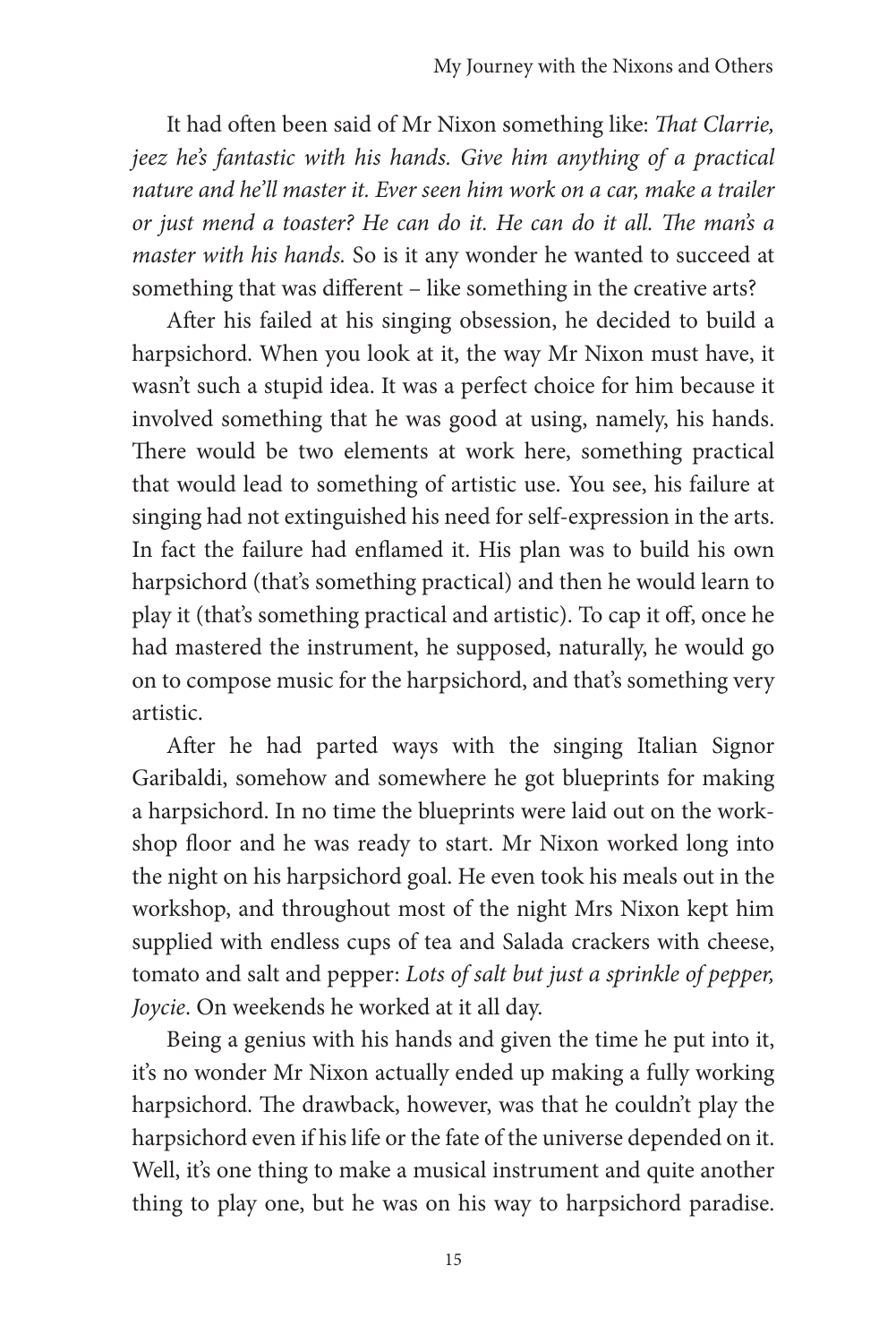It had often been said of Mr Nixon something like: *That Clarrie, jeez he's fantastic with his hands. Give him anything of a practical nature and he'll master it. Ever seen him work on a car, make a trailer or just mend a toaster? He can do it. He can do it all. The man's a master with his hands.* So is it any wonder he wanted to succeed at something that was different – like something in the creative arts?

After his failed at his singing obsession, he decided to build a harpsichord. When you look at it, the way Mr Nixon must have, it wasn't such a stupid idea. It was a perfect choice for him because it involved something that he was good at using, namely, his hands. There would be two elements at work here, something practical that would lead to something of artistic use. You see, his failure at singing had not extinguished his need for self-expression in the arts. In fact the failure had enflamed it. His plan was to build his own harpsichord (that's something practical) and then he would learn to play it (that's something practical and artistic). To cap it off, once he had mastered the instrument, he supposed, naturally, he would go on to compose music for the harpsichord, and that's something very artistic.

After he had parted ways with the singing Italian Signor Garibaldi, somehow and somewhere he got blueprints for making a harpsichord. In no time the blueprints were laid out on the workshop floor and he was ready to start. Mr Nixon worked long into the night on his harpsichord goal. He even took his meals out in the workshop, and throughout most of the night Mrs Nixon kept him supplied with endless cups of tea and Salada crackers with cheese, tomato and salt and pepper: *Lots of salt but just a sprinkle of pepper, Joycie*. On weekends he worked at it all day.

Being a genius with his hands and given the time he put into it, it's no wonder Mr Nixon actually ended up making a fully working harpsichord. The drawback, however, was that he couldn't play the harpsichord even if his life or the fate of the universe depended on it. Well, it's one thing to make a musical instrument and quite another thing to play one, but he was on his way to harpsichord paradise.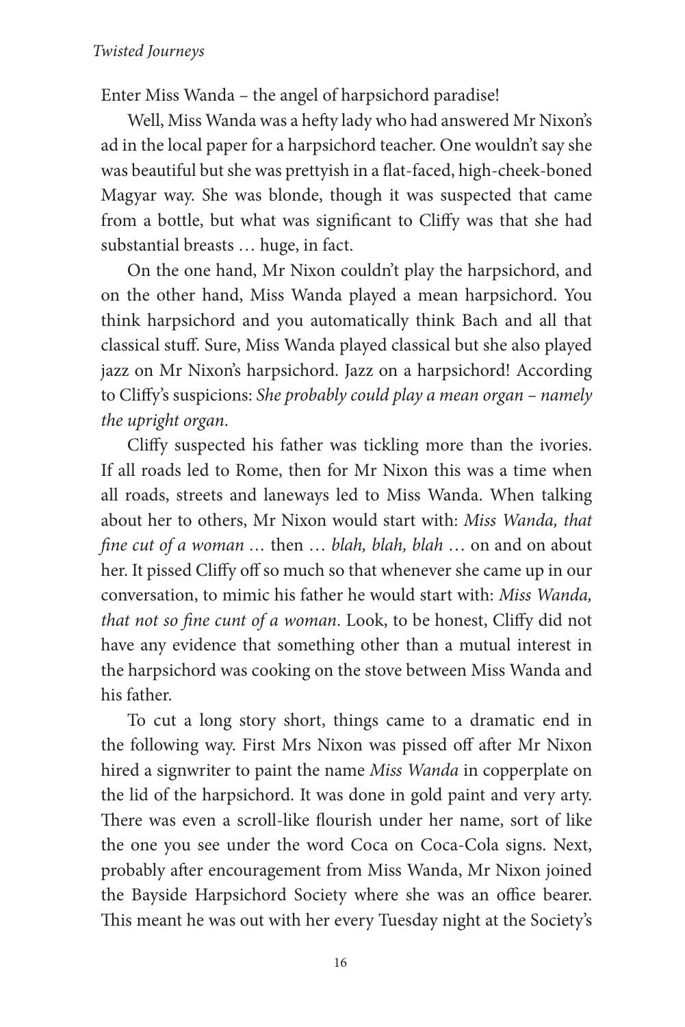Enter Miss Wanda – the angel of harpsichord paradise!

Well, Miss Wanda was a hefty lady who had answered Mr Nixon's ad in the local paper for a harpsichord teacher. One wouldn't say she was beautiful but she was prettyish in a flat-faced, high-cheek-boned Magyar way. She was blonde, though it was suspected that came from a bottle, but what was significant to Cliffy was that she had substantial breasts … huge, in fact.

On the one hand, Mr Nixon couldn't play the harpsichord, and on the other hand, Miss Wanda played a mean harpsichord. You think harpsichord and you automatically think Bach and all that classical stuff. Sure, Miss Wanda played classical but she also played jazz on Mr Nixon's harpsichord. Jazz on a harpsichord! According to Cliffy's suspicions: *She probably could play a mean organ – namely the upright organ*.

Cliffy suspected his father was tickling more than the ivories. If all roads led to Rome, then for Mr Nixon this was a time when all roads, streets and laneways led to Miss Wanda. When talking about her to others, Mr Nixon would start with: *Miss Wanda, that fine cut of a woman …* then … *blah, blah, blah* … on and on about her. It pissed Cliffy off so much so that whenever she came up in our conversation, to mimic his father he would start with: *Miss Wanda, that not so fine cunt of a woman*. Look, to be honest, Cliffy did not have any evidence that something other than a mutual interest in the harpsichord was cooking on the stove between Miss Wanda and his father.

To cut a long story short, things came to a dramatic end in the following way. First Mrs Nixon was pissed off after Mr Nixon hired a signwriter to paint the name *Miss Wanda* in copperplate on the lid of the harpsichord. It was done in gold paint and very arty. There was even a scroll-like flourish under her name, sort of like the one you see under the word Coca on Coca-Cola signs. Next, probably after encouragement from Miss Wanda, Mr Nixon joined the Bayside Harpsichord Society where she was an office bearer. This meant he was out with her every Tuesday night at the Society's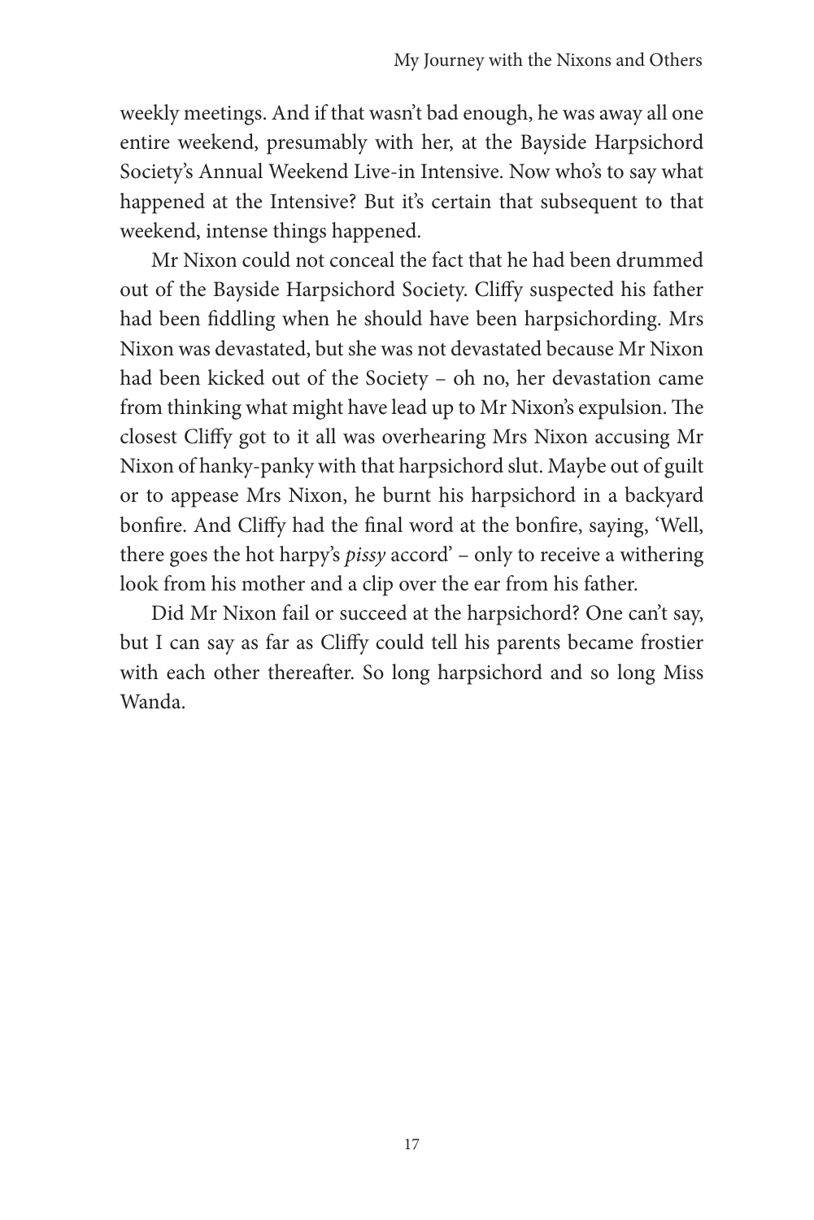weekly meetings. And if that wasn't bad enough, he was away all one entire weekend, presumably with her, at the Bayside Harpsichord Society's Annual Weekend Live-in Intensive. Now who's to say what happened at the Intensive? But it's certain that subsequent to that weekend, intense things happened.

Mr Nixon could not conceal the fact that he had been drummed out of the Bayside Harpsichord Society. Cliffy suspected his father had been fiddling when he should have been harpsichording. Mrs Nixon was devastated, but she was not devastated because Mr Nixon had been kicked out of the Society – oh no, her devastation came from thinking what might have lead up to Mr Nixon's expulsion. The closest Cliffy got to it all was overhearing Mrs Nixon accusing Mr Nixon of hanky-panky with that harpsichord slut. Maybe out of guilt or to appease Mrs Nixon, he burnt his harpsichord in a backyard bonfire. And Cliffy had the final word at the bonfire, saying, 'Well, there goes the hot harpy's *pissy* accord' – only to receive a withering look from his mother and a clip over the ear from his father.

Did Mr Nixon fail or succeed at the harpsichord? One can't say, but I can say as far as Cliffy could tell his parents became frostier with each other thereafter. So long harpsichord and so long Miss Wanda.